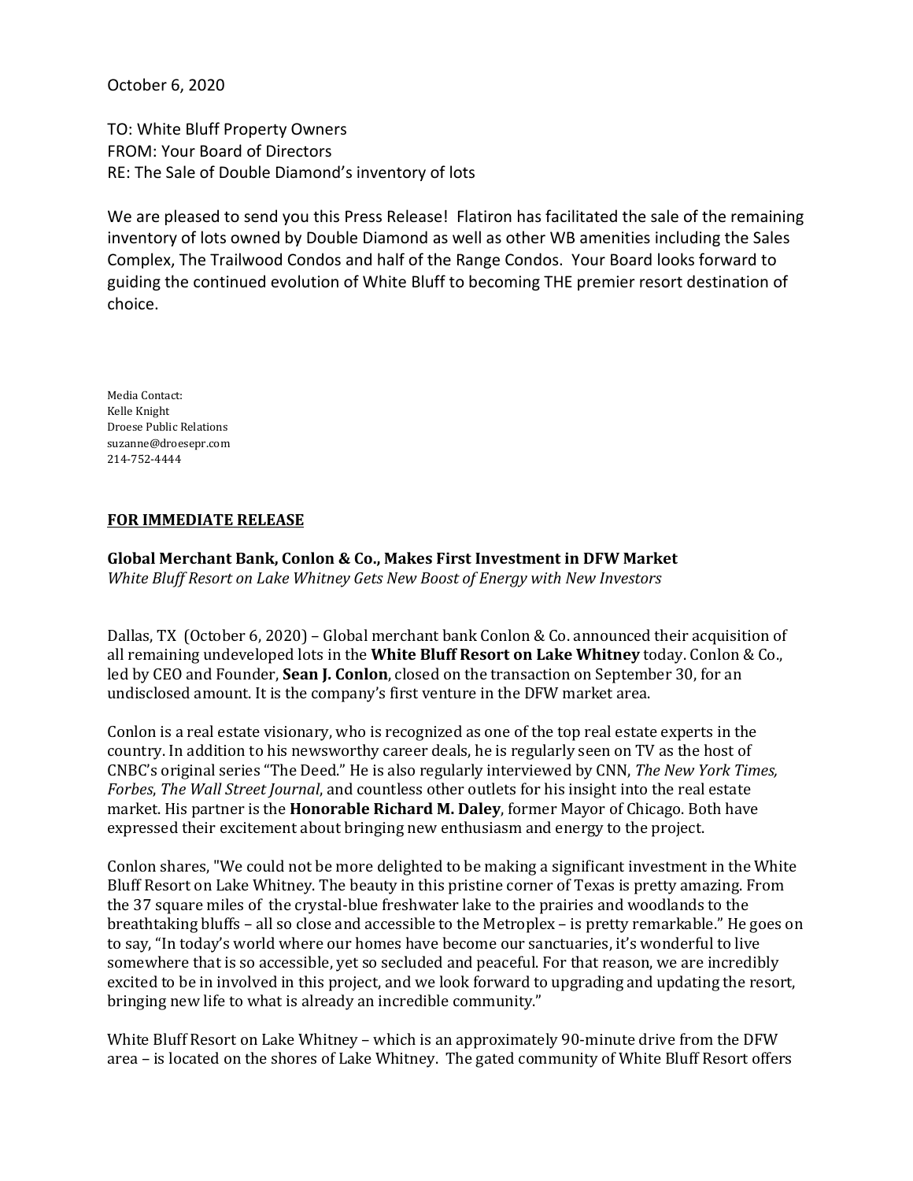October 6, 2020

TO: White Bluff Property Owners
FROM: Your Board of Directors
RE: The Sale of Double Diamond's inventory of lots

We are pleased to send you this Press Release! Flatiron has facilitated the sale of the remaining inventory of lots owned by Double Diamond as well as other WB amenities including the Sales Complex, The Trailwood Condos and half of the Range Condos. Your Board looks forward to guiding the continued evolution of White Bluff to becoming THE premier resort destination of choice.

Media Contact:
Kelle Knight
Droese Public Relations
suzanne@droesepr.com
214-752-4444

**FOR IMMEDIATE RELEASE**

**Global Merchant Bank, Conlon & Co., Makes First Investment in DFW Market**
*White Bluff Resort on Lake Whitney Gets New Boost of Energy with New Investors*

Dallas, TX (October 6, 2020) – Global merchant bank Conlon & Co. announced their acquisition of all remaining undeveloped lots in the **White Bluff Resort on Lake Whitney** today. Conlon & Co., led by CEO and Founder, **Sean J. Conlon**, closed on the transaction on September 30, for an undisclosed amount. It is the company's first venture in the DFW market area.

Conlon is a real estate visionary, who is recognized as one of the top real estate experts in the country. In addition to his newsworthy career deals, he is regularly seen on TV as the host of CNBC's original series "The Deed." He is also regularly interviewed by CNN, *The New York Times, Forbes*, *The Wall Street Journal*, and countless other outlets for his insight into the real estate market. His partner is the **Honorable Richard M. Daley**, former Mayor of Chicago. Both have expressed their excitement about bringing new enthusiasm and energy to the project.

Conlon shares, "We could not be more delighted to be making a significant investment in the White Bluff Resort on Lake Whitney. The beauty in this pristine corner of Texas is pretty amazing. From the 37 square miles of the crystal-blue freshwater lake to the prairies and woodlands to the breathtaking bluffs – all so close and accessible to the Metroplex – is pretty remarkable." He goes on to say, "In today's world where our homes have become our sanctuaries, it's wonderful to live somewhere that is so accessible, yet so secluded and peaceful. For that reason, we are incredibly excited to be in involved in this project, and we look forward to upgrading and updating the resort, bringing new life to what is already an incredible community."

White Bluff Resort on Lake Whitney – which is an approximately 90-minute drive from the DFW area – is located on the shores of Lake Whitney. The gated community of White Bluff Resort offers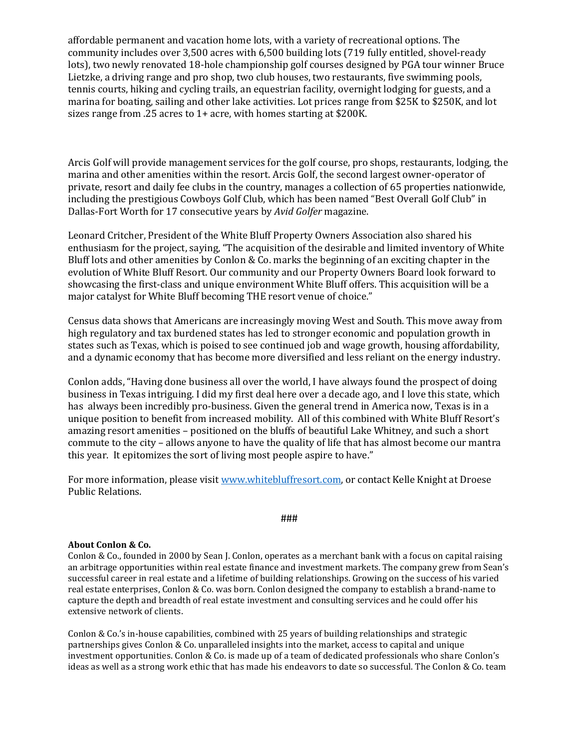affordable permanent and vacation home lots, with a variety of recreational options. The community includes over 3,500 acres with 6,500 building lots (719 fully entitled, shovel-ready lots), two newly renovated 18-hole championship golf courses designed by PGA tour winner Bruce Lietzke, a driving range and pro shop, two club houses, two restaurants, five swimming pools, tennis courts, hiking and cycling trails, an equestrian facility, overnight lodging for guests, and a marina for boating, sailing and other lake activities. Lot prices range from $25K to $250K, and lot sizes range from .25 acres to 1+ acre, with homes starting at $200K.

Arcis Golf will provide management services for the golf course, pro shops, restaurants, lodging, the marina and other amenities within the resort. Arcis Golf, the second largest owner-operator of private, resort and daily fee clubs in the country, manages a collection of 65 properties nationwide, including the prestigious Cowboys Golf Club, which has been named "Best Overall Golf Club" in Dallas-Fort Worth for 17 consecutive years by *Avid Golfer* magazine.

Leonard Critcher, President of the White Bluff Property Owners Association also shared his enthusiasm for the project, saying, "The acquisition of the desirable and limited inventory of White Bluff lots and other amenities by Conlon & Co. marks the beginning of an exciting chapter in the evolution of White Bluff Resort. Our community and our Property Owners Board look forward to showcasing the first-class and unique environment White Bluff offers. This acquisition will be a major catalyst for White Bluff becoming THE resort venue of choice."

Census data shows that Americans are increasingly moving West and South. This move away from high regulatory and tax burdened states has led to stronger economic and population growth in states such as Texas, which is poised to see continued job and wage growth, housing affordability, and a dynamic economy that has become more diversified and less reliant on the energy industry.

Conlon adds, "Having done business all over the world, I have always found the prospect of doing business in Texas intriguing. I did my first deal here over a decade ago, and I love this state, which has always been incredibly pro-business. Given the general trend in America now, Texas is in a unique position to benefit from increased mobility. All of this combined with White Bluff Resort's amazing resort amenities – positioned on the bluffs of beautiful Lake Whitney, and such a short commute to the city – allows anyone to have the quality of life that has almost become our mantra this year. It epitomizes the sort of living most people aspire to have."

For more information, please visit [www.whitebluffresort.com](http://www.whitebluffresort.com), or contact Kelle Knight at Droese Public Relations.

###

**About Conlon & Co.**

Conlon & Co., founded in 2000 by Sean J. Conlon, operates as a merchant bank with a focus on capital raising an arbitrage opportunities within real estate finance and investment markets. The company grew from Sean's successful career in real estate and a lifetime of building relationships. Growing on the success of his varied real estate enterprises, Conlon & Co. was born. Conlon designed the company to establish a brand-name to capture the depth and breadth of real estate investment and consulting services and he could offer his extensive network of clients.

Conlon & Co.'s in-house capabilities, combined with 25 years of building relationships and strategic partnerships gives Conlon & Co. unparalleled insights into the market, access to capital and unique investment opportunities. Conlon & Co. is made up of a team of dedicated professionals who share Conlon's ideas as well as a strong work ethic that has made his endeavors to date so successful. The Conlon & Co. team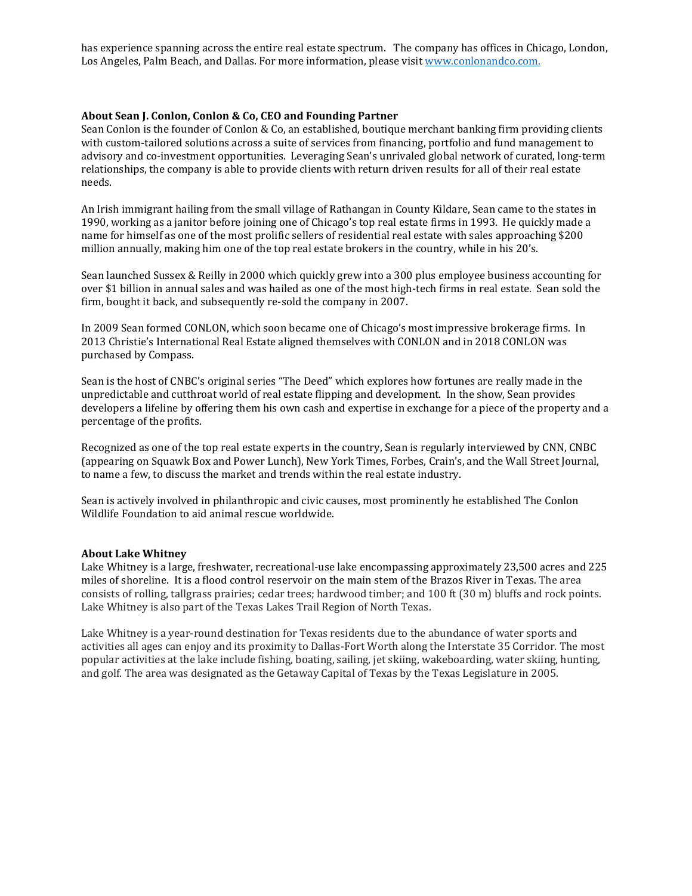has experience spanning across the entire real estate spectrum. The company has offices in Chicago, London, Los Angeles, Palm Beach, and Dallas. For more information, please visit [www.conlonandco.com.](www.conlonandco.com)

**About Sean J. Conlon, Conlon & Co, CEO and Founding Partner**

Sean Conlon is the founder of Conlon & Co, an established, boutique merchant banking firm providing clients with custom-tailored solutions across a suite of services from financing, portfolio and fund management to advisory and co-investment opportunities. Leveraging Sean's unrivaled global network of curated, long-term relationships, the company is able to provide clients with return driven results for all of their real estate needs.

An Irish immigrant hailing from the small village of Rathangan in County Kildare, Sean came to the states in 1990, working as a janitor before joining one of Chicago's top real estate firms in 1993. He quickly made a name for himself as one of the most prolific sellers of residential real estate with sales approaching $200 million annually, making him one of the top real estate brokers in the country, while in his 20's.

Sean launched Sussex & Reilly in 2000 which quickly grew into a 300 plus employee business accounting for over $1 billion in annual sales and was hailed as one of the most high-tech firms in real estate. Sean sold the firm, bought it back, and subsequently re-sold the company in 2007.

In 2009 Sean formed CONLON, which soon became one of Chicago's most impressive brokerage firms. In 2013 Christie's International Real Estate aligned themselves with CONLON and in 2018 CONLON was purchased by Compass.

Sean is the host of CNBC's original series "The Deed" which explores how fortunes are really made in the unpredictable and cutthroat world of real estate flipping and development. In the show, Sean provides developers a lifeline by offering them his own cash and expertise in exchange for a piece of the property and a percentage of the profits.

Recognized as one of the top real estate experts in the country, Sean is regularly interviewed by CNN, CNBC (appearing on Squawk Box and Power Lunch), New York Times, Forbes, Crain's, and the Wall Street Journal, to name a few, to discuss the market and trends within the real estate industry.

Sean is actively involved in philanthropic and civic causes, most prominently he established The Conlon Wildlife Foundation to aid animal rescue worldwide.

**About Lake Whitney**

Lake Whitney is a large, freshwater, recreational-use lake encompassing approximately 23,500 acres and 225 miles of shoreline. It is a flood control reservoir on the main stem of the Brazos River in Texas. The area consists of rolling, tallgrass prairies; cedar trees; hardwood timber; and 100 ft (30 m) bluffs and rock points. Lake Whitney is also part of the Texas Lakes Trail Region of North Texas.

Lake Whitney is a year-round destination for Texas residents due to the abundance of water sports and activities all ages can enjoy and its proximity to Dallas-Fort Worth along the Interstate 35 Corridor. The most popular activities at the lake include fishing, boating, sailing, jet skiing, wakeboarding, water skiing, hunting, and golf. The area was designated as the Getaway Capital of Texas by the Texas Legislature in 2005.